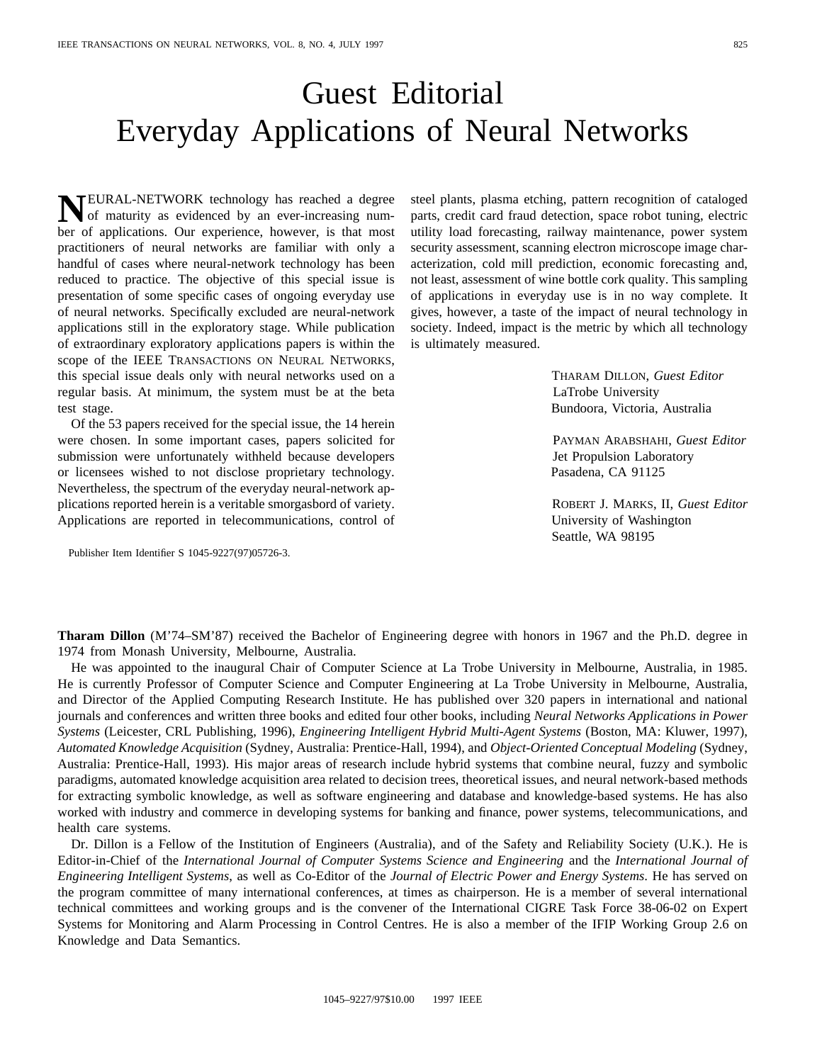# Guest Editorial
# Everyday Applications of Neural Networks

NEURAL-NETWORK technology has reached a degree of maturity as evidenced by an ever-increasing number of applications. Our experience, however, is that most practitioners of neural networks are familiar with only a handful of cases where neural-network technology has been reduced to practice. The objective of this special issue is presentation of some specific cases of ongoing everyday use of neural networks. Specifically excluded are neural-network applications still in the exploratory stage. While publication of extraordinary exploratory applications papers is within the scope of the IEEE TRANSACTIONS ON NEURAL NETWORKS, this special issue deals only with neural networks used on a regular basis. At minimum, the system must be at the beta test stage.

Of the 53 papers received for the special issue, the 14 herein were chosen. In some important cases, papers solicited for submission were unfortunately withheld because developers or licensees wished to not disclose proprietary technology. Nevertheless, the spectrum of the everyday neural-network applications reported herein is a veritable smorgasbord of variety. Applications are reported in telecommunications, control of steel plants, plasma etching, pattern recognition of cataloged parts, credit card fraud detection, space robot tuning, electric utility load forecasting, railway maintenance, power system security assessment, scanning electron microscope image characterization, cold mill prediction, economic forecasting and, not least, assessment of wine bottle cork quality. This sampling of applications in everyday use is in no way complete. It gives, however, a taste of the impact of neural technology in society. Indeed, impact is the metric by which all technology is ultimately measured.

THARAM DILLON, *Guest Editor*
LaTrobe University
Bundoora, Victoria, Australia

PAYMAN ARABSHAHI, *Guest Editor*
Jet Propulsion Laboratory
Pasadena, CA 91125

ROBERT J. MARKS, II, *Guest Editor*
University of Washington
Seattle, WA 98195

Publisher Item Identifier S 1045-9227(97)05726-3.

**Tharam Dillon** (M'74–SM'87) received the Bachelor of Engineering degree with honors in 1967 and the Ph.D. degree in 1974 from Monash University, Melbourne, Australia.

He was appointed to the inaugural Chair of Computer Science at La Trobe University in Melbourne, Australia, in 1985. He is currently Professor of Computer Science and Computer Engineering at La Trobe University in Melbourne, Australia, and Director of the Applied Computing Research Institute. He has published over 320 papers in international and national journals and conferences and written three books and edited four other books, including *Neural Networks Applications in Power Systems* (Leicester, CRL Publishing, 1996), *Engineering Intelligent Hybrid Multi-Agent Systems* (Boston, MA: Kluwer, 1997), *Automated Knowledge Acquisition* (Sydney, Australia: Prentice-Hall, 1994), and *Object-Oriented Conceptual Modeling* (Sydney, Australia: Prentice-Hall, 1993). His major areas of research include hybrid systems that combine neural, fuzzy and symbolic paradigms, automated knowledge acquisition area related to decision trees, theoretical issues, and neural network-based methods for extracting symbolic knowledge, as well as software engineering and database and knowledge-based systems. He has also worked with industry and commerce in developing systems for banking and finance, power systems, telecommunications, and health care systems.

Dr. Dillon is a Fellow of the Institution of Engineers (Australia), and of the Safety and Reliability Society (U.K.). He is Editor-in-Chief of the *International Journal of Computer Systems Science and Engineering* and the *International Journal of Engineering Intelligent Systems*, as well as Co-Editor of the *Journal of Electric Power and Energy Systems*. He has served on the program committee of many international conferences, at times as chairperson. He is a member of several international technical committees and working groups and is the convener of the International CIGRE Task Force 38-06-02 on Expert Systems for Monitoring and Alarm Processing in Control Centres. He is also a member of the IFIP Working Group 2.6 on Knowledge and Data Semantics.

1045–9227/97$10.00 1997 IEEE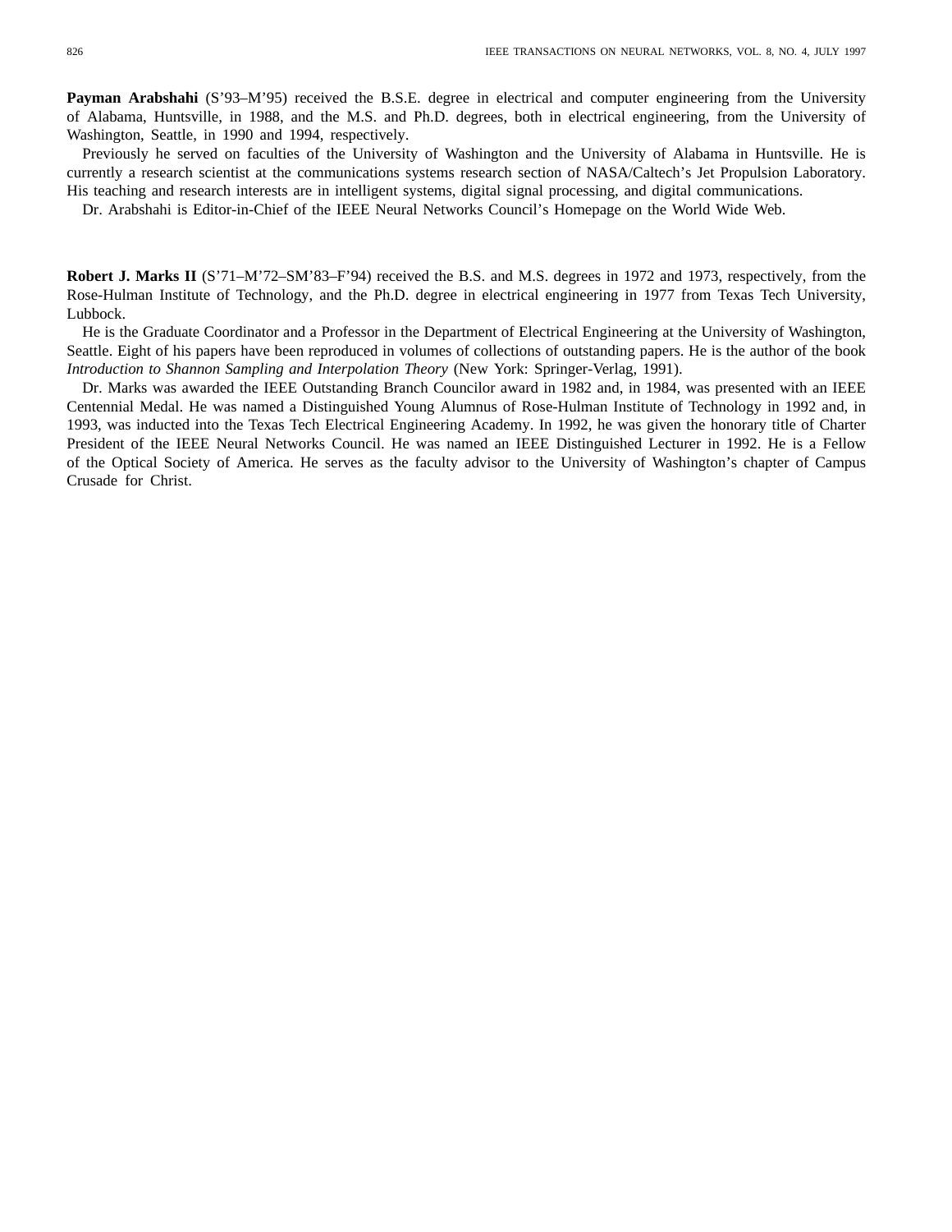**Payman Arabshahi** (S'93–M'95) received the B.S.E. degree in electrical and computer engineering from the University of Alabama, Huntsville, in 1988, and the M.S. and Ph.D. degrees, both in electrical engineering, from the University of Washington, Seattle, in 1990 and 1994, respectively.

Previously he served on faculties of the University of Washington and the University of Alabama in Huntsville. He is currently a research scientist at the communications systems research section of NASA/Caltech's Jet Propulsion Laboratory. His teaching and research interests are in intelligent systems, digital signal processing, and digital communications.

Dr. Arabshahi is Editor-in-Chief of the IEEE Neural Networks Council's Homepage on the World Wide Web.

**Robert J. Marks II** (S'71–M'72–SM'83–F'94) received the B.S. and M.S. degrees in 1972 and 1973, respectively, from the Rose-Hulman Institute of Technology, and the Ph.D. degree in electrical engineering in 1977 from Texas Tech University, Lubbock.

He is the Graduate Coordinator and a Professor in the Department of Electrical Engineering at the University of Washington, Seattle. Eight of his papers have been reproduced in volumes of collections of outstanding papers. He is the author of the book *Introduction to Shannon Sampling and Interpolation Theory* (New York: Springer-Verlag, 1991).

Dr. Marks was awarded the IEEE Outstanding Branch Councilor award in 1982 and, in 1984, was presented with an IEEE Centennial Medal. He was named a Distinguished Young Alumnus of Rose-Hulman Institute of Technology in 1992 and, in 1993, was inducted into the Texas Tech Electrical Engineering Academy. In 1992, he was given the honorary title of Charter President of the IEEE Neural Networks Council. He was named an IEEE Distinguished Lecturer in 1992. He is a Fellow of the Optical Society of America. He serves as the faculty advisor to the University of Washington's chapter of Campus Crusade for Christ.